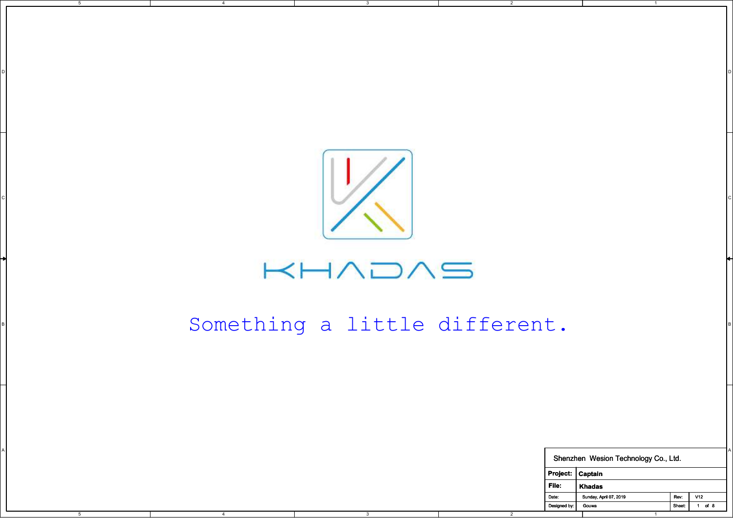KHADAS

Something a little different.

| Shenzhen Wesion Technology Co., Ltd. | | | |
|---|---|---|---|
| **Project:** | **Captain** | | |
| **File:** | **Khadas** | | |
| Date: | Sunday, April 07, 2019 | Rev: | V12 |
| Designed by: | Gouwa | Sheet: | 1 of 8 |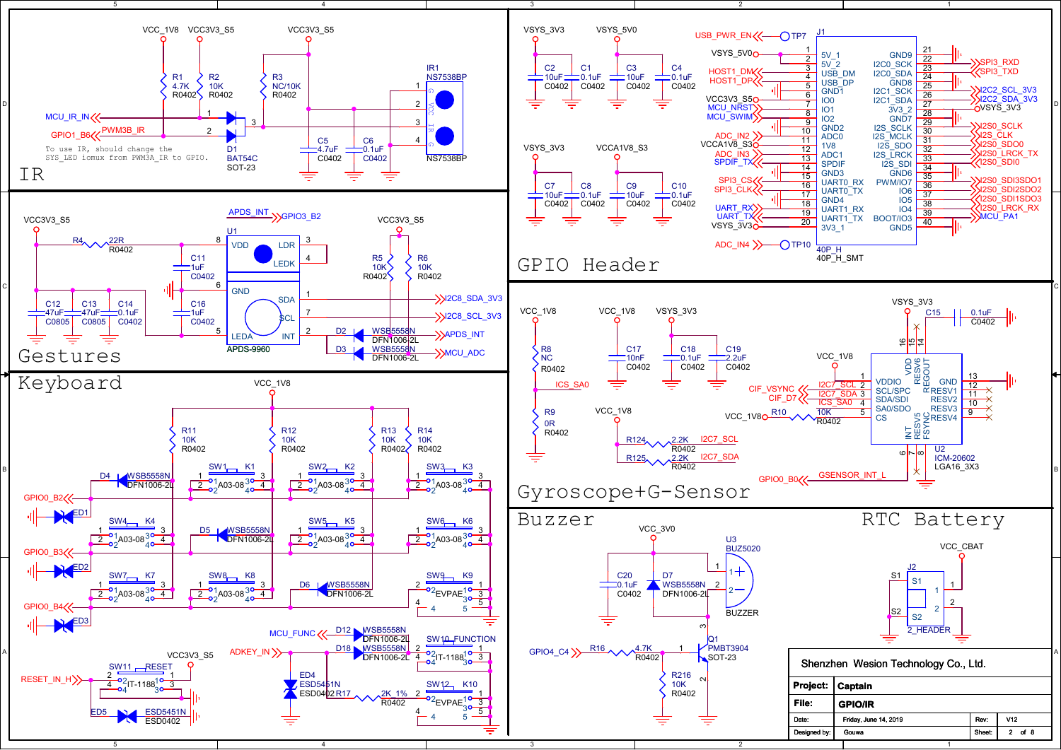## IR

VCC_1V8, VCC3V3_S5, VCC3V3_S5

R1 4.7K R0402; R2 10K R0402; R3 NC/10K R0402

MCU_IR_IN — D1 BAT54C SOT-23

GPIO1_B6 PWM3B_IR

C5 4.7uF C0402; C6 0.1uF C0402

IR1 NS7538BP (G, VCC, IR, G)

To use IR, should change the SYS_LED iomux from PWM3A_IR to GPIO.

## Gestures

VCC3V3_S5 — R4 22R R0402

C12 47uF C0805; C13 47uF C0805; C14 0.1uF C0402; C11 1uF C0402; C16 1uF C0402

APDS_INT — GPIO3_B2

U1 APDS-9960 (VDD, LDR, LEDK, GND, SDA, SCL, LEDA, INT)

R5 10K R0402; R6 10K R0402

I2C8_SDA_3V3; I2C8_SCL_3V3

D2 WSB5558N DFN1006-2L — APDS_INT

D3 WSB5558N DFN1006-2L — MCU_ADC

## Keyboard

VCC_1V8

R11 10K R0402; R12 10K R0402; R13 10K R0402; R14 10K R0402

D4 WSB5558N DFN1006-2L; D5 WSB5558N DFN1006-2L; D6 WSB5558N DFN1006-2L

SW1 K1 A03-08; SW2 K2 A03-08; SW3 K3 A03-08; SW4 K4 A03-08; SW5 K5 A03-08; SW6 K6 A03-08; SW7 K7 A03-08; SW8 K8 A03-08; SW9 K9 EVPAE

GPIO0_B2 — ED1; GPIO0_B3 — ED2; GPIO0_B4 — ED3

MCU_FUNC — D12 WSB5558N DFN1006-2L

ADKEY_IN — D18 WSB5558N DFN1006-2L — SW10_FUNCTION IT-1188

ED4 ESD5451N ESD0402; R17 2K_1% R0402; SW12 K10 EVPAE

VCC3V3_S5 — SW11 RESET IT-1188

RESET_IN_H — ED5 ESD5451N ESD0402

## GPIO Header

VSYS_3V3: C2 10uF C0402; C1 0.1uF C0402

VSYS_5V0: C3 10uF C0402; C4 0.1uF C0402

VSYS_3V3: C7 10uF C0402; C8 0.1uF C0402

VCCA1V8_S3: C9 10uF C0402; C10 0.1uF C0402

J1 40P_H 40P_H_SMT

| Signal | Pin name | Pin | Pin | Pin name | Signal |
|---|---|---|---|---|---|
| VSYS_5V0 | 5V_1 | 1 | 21 | GND9 | |
| | 5V_2 | 2 | 22 | I2C0_SCK | SPI3_RXD |
| HOST1_DM | USB_DM | 3 | 23 | I2C0_SDA | SPI3_TXD |
| HOST1_DP | USB_DP | 4 | 24 | GND8 | |
| | GND1 | 5 | 25 | I2C1_SCK | I2C2_SCL_3V3 |
| VCC3V3_S5 | IO0 | 6 | 26 | I2C1_SDA | I2C2_SDA_3V3 |
| MCU_NRST | IO1 | 7 | 27 | 3V3_2 | VSYS_3V3 |
| MCU_SWIM | IO2 | 8 | 28 | GND7 | |
| | GND2 | 9 | 29 | I2S_SCLK | I2S0_SCLK |
| ADC_IN2 | ADC0 | 10 | 30 | I2S_MCLK | I2S_CLK |
| VCCA1V8_S3 | 1V8 | 11 | 31 | I2S_SDO | I2S0_SDO0 |
| ADC_IN3 | ADC1 | 12 | 32 | I2S_LRCK | I2S0_LRCK_TX |
| SPDIF_TX | SPDIF | 13 | 33 | I2S_SDI | I2S0_SDI0 |
| | GND3 | 14 | 34 | GND6 | |
| SPI3_CS | UART0_RX | 15 | 35 | PWM/IO7 | I2S0_SDI3SDO1 |
| SPI3_CLK | UART0_TX | 16 | 36 | IO6 | I2S0_SDI2SDO2 |
| | GND4 | 17 | 37 | IO5 | I2S0_SDI1SDO3 |
| UART_RX | UART1_RX | 18 | 38 | IO4 | I2S0_LRCK_RX |
| UART_TX | UART1_TX | 19 | 39 | BOOT/IO3 | MCU_PA1 |
| VSYS_3V3 | 3V3_1 | 20 | 40 | GND5 | |

USB_PWR_EN — TP7; ADC_IN4 — TP10

## Gyroscope+G-Sensor

VCC_1V8 — R8 NC R0402 — ICS_SA0 — R9 0R R0402

VCC_1V8: C17 10nF C0402; VSYS_3V3: C18 0.1uF C0402; C19 2.2uF C0402

VSYS_3V3 — C15 0.1uF C0402

R124 2.2K R0402 — I2C7_SCL; R125 2.2K R0402 — I2C7_SDA

U2 ICM-20602 LGA16_3X3: VDDIO(1), SCL/SPC(2) I2C7_SCL, SDA/SDI(3) I2C7_SDA, SA0/SDO(4) ICS_SA0, CS(5), GND(13), RESV1(12), RESV2(11), RESV3(10), RESV4(9), VDD(16), RESV6(15), REGOUT(14), INT(6), RESV5(7), FSYNC(8)

CIF_VSYNC; CIF_D7

VCC_1V8 — R10 10K R0402

GPIO0_B0 — GSENSOR_INT_L

## Buzzer

VCC_3V0 — C20 0.1uF C0402; D7 WSB5558N DFN1006-2L

U3 BUZ5020 BUZZER

GPIO4_C4 — R16 4.7K R0402 — Q1 PMBT3904 SOT-23; R216 10K R0402

## RTC Battery

VCC_CBAT — J2 2_HEADER (S1, S2)

| | |
|---|---|
| Shenzhen Wesion Technology Co., Ltd. | |
| Project: | Captain |
| File: | GPIO/IR |
| Date: | Friday, June 14, 2019 |
| Rev: | V12 |
| Designed by: | Gouwa |
| Sheet: | 2 of 8 |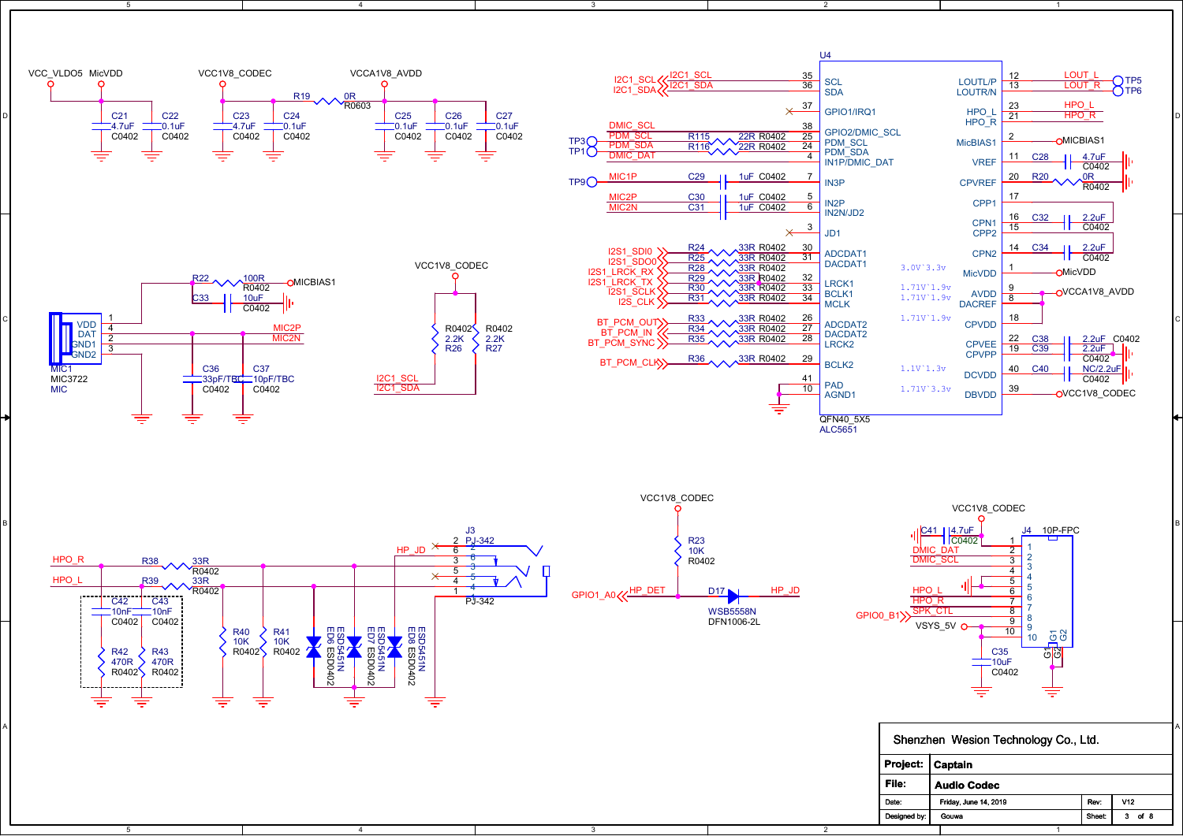VCC_VLDO5 MicVDD

C21 4.7uF C0402
C22 0.1uF C0402

VCC1V8_CODEC

C23 4.7uF C0402
C24 0.1uF C0402

R19 0R R0603

VCCA1V8_AVDD

C25 0.1uF C0402
C26 0.1uF C0402
C27 0.1uF C0402

U4

| Signal | Component | Pin | U4 Pin Name |
| --- | --- | --- | --- |
| I2C1_SCL | | 35 | SCL |
| I2C1_SDA | | 36 | SDA |
| | | 37 | GPIO1/IRQ1 |
| DMIC_SCL | | 38 | GPIO2/DMIC_SCL |
| PDM_SCL (TP3) | R115 22R R0402 | 25 | PDM_SCL |
| PDM_SDA (TP1) | R116 22R R0402 | 24 | PDM_SDA |
| DMIC_DAT | | 4 | IN1P/DMIC_DAT |
| MIC1P (TP9) | C29 1uF C0402 | 7 | IN3P |
| MIC2P | C30 1uF C0402 | 5 | IN2P |
| MIC2N | C31 1uF C0402 | 6 | IN2N/JD2 |
| | | 3 | JD1 |
| I2S1_SDI0 | R24 33R R0402 | 30 | ADCDAT1 |
| I2S1_SDO0 | R25 33R R0402 | 31 | DACDAT1 |
| I2S1_LRCK_RX | R28 33R R0402 | | |
| I2S1_LRCK_TX | R29 33R R0402 | 32 | LRCK1 |
| I2S1_SCLK | R30 33R R0402 | 33 | BCLK1 |
| I2S_CLK | R31 33R R0402 | 34 | MCLK |
| BT_PCM_OUT | R33 33R R0402 | 26 | ADCDAT2 |
| BT_PCM_IN | R34 33R R0402 | 27 | DACDAT2 |
| BT_PCM_SYNC | R35 33R R0402 | 28 | LRCK2 |
| BT_PCM_CLK | R36 33R R0402 | 29 | BCLK2 |
| | | 41 | PAD |
| | | 10 | AGND1 |

| U4 Pin Name | Pin | Component | Signal |
| --- | --- | --- | --- |
| LOUTL/P | 12 | | LOUT_L (TP5) |
| LOUTR/N | 13 | | LOUT_R (TP6) |
| HPO_L | 23 | | HPO_L |
| HPO_R | 21 | | HPO_R |
| MicBIAS1 | 2 | | MICBIAS1 |
| VREF | 11 | C28 4.7uF C0402 | |
| CPVREF | 20 | R20 0R R0402 | |
| CPP1 | 17 | | |
| CPN1 | 16 | C32 2.2uF C0402 | |
| CPP2 | 15 | | |
| CPN2 | 14 | C34 2.2uF C0402 | |
| MicVDD (3.0V~3.3v) | 1 | | MicVDD |
| AVDD (1.71V~1.9v) | 9 | | VCCA1V8_AVDD |
| DACREF (1.71V~1.9v) | 8 | | |
| CPVDD (1.71V~1.9v) | 18 | | |
| CPVEE | 22 | C38 2.2uF C0402 | |
| CPVPP | 19 | C39 2.2uF C0402 | |
| DCVDD (1.1V~1.3v) | 40 | C40 NC/2.2uF C0402 | |
| DBVDD (1.71V~3.3v) | 39 | | VCC1V8_CODEC |

QFN40_5X5
ALC5651

R22 100R R0402 — MICBIAS1
C33 10uF C0402

MIC1 MIC3722 MIC: VDD (1), DAT (4), GND1 (2), GND2 (3) — MIC2P, MIC2N

C36 33pF/TBC C0402
C37 10pF/TBC C0402

VCC1V8_CODEC
R26 R0402 2.2K
R27 R0402 2.2K
I2C1_SCL
I2C1_SDA

J3 PJ-342

HPO_R — R38 33R R0402
HPO_L — R39 33R R0402
HP_JD

C42 10nF C0402
C43 10nF C0402
R42 470R R0402
R43 470R R0402
R40 10K R0402
R41 10K R0402
ED6 ESD5451N ESD0402
ED7 ESD5451N ESD0402
ED8 ESD5451N ESD0402

VCC1V8_CODEC
R23 10K R0402
GPIO1_A0 — HP_DET — D17 WSB5558N DFN1006-2L — HP_JD

VCC1V8_CODEC
C41 4.7uF C0402

J4 10P-FPC

| Pin | Signal |
| --- | --- |
| 1 | VCC1V8_CODEC |
| 2 | DMIC_DAT |
| 3 | DMIC_SCL |
| 4 | |
| 5 | |
| 6 | |
| 7 | HPO_L |
| 8 | HPO_R / SPK_CTL (GPIO0_B1) |
| 9 | |
| 10 | VSYS_5V |

C35 10uF C0402

Shenzhen Wesion Technology Co., Ltd.

| | |
| --- | --- |
| Project: | Captain |
| File: | Audio Codec |
| Date: | Friday, June 14, 2019 |
| Designed by: | Gouwa |
| Rev: | V12 |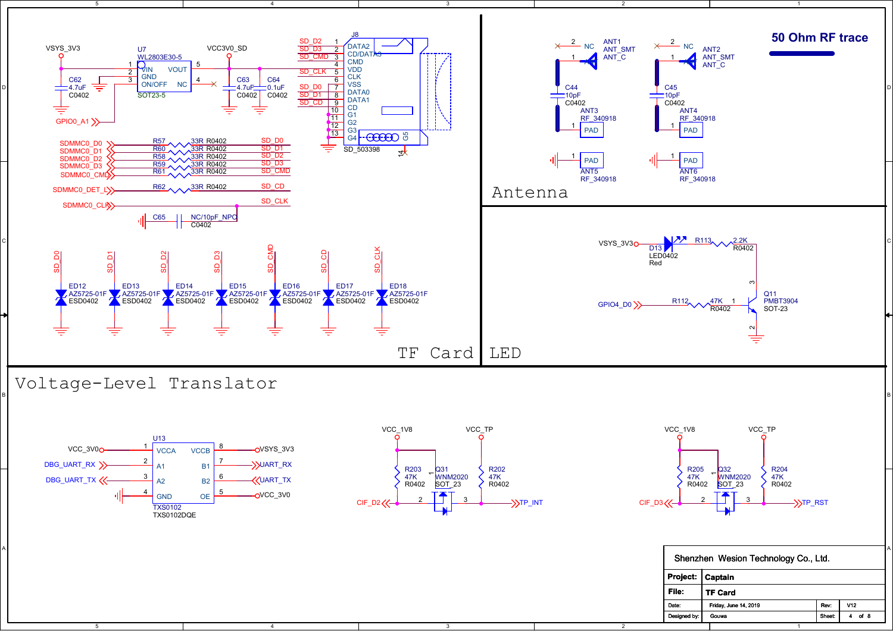## TF Card

- U7: WL2803E30-5 (SOT23-5) — VIN (1), GND (2), ON/OFF (3), VOUT (5), NC (4)
- VSYS_3V3 → VIN; C62 4.7uF C0402
- VCC3V0_SD; C63 4.7uF C0402; C64 0.1uF C0402
- GPIO0_A1 → ON/OFF

J8: SD_503398

| Pin | Name | Net |
| --- | --- | --- |
| 1 | DATA2 | SD_D2 |
| 2 | CD/DATA3 | SD_D3 |
| 3 | CMD | SD_CMD |
| 4 | VDD | |
| 5 | CLK | SD_CLK |
| 6 | VSS | |
| 7 | DATA0 | SD_D0 |
| 8 | DATA1 | SD_D1 |
| 9 | CD | SD_CD |
| 10 | G1 | |
| 11 | G2 | |
| 12 | G3 | |
| 13 | G4 | |
| 14 | G5 | |

| Signal | Resistor | Value | Net |
| --- | --- | --- | --- |
| SDMMC0_D0 | R57 | 33R R0402 | SD_D0 |
| SDMMC0_D1 | R60 | 33R R0402 | SD_D1 |
| SDMMC0_D2 | R58 | 33R R0402 | SD_D2 |
| SDMMC0_D3 | R59 | 33R R0402 | SD_D3 |
| SDMMC0_CMD | R61 | 33R R0402 | SD_CMD |
| SDMMC0_DET_L | R62 | 33R R0402 | SD_CD |
| SDMMC0_CLK | | | SD_CLK |

C65 NC/10pF_NPO C0402

ESD: ED12 (SD_D0), ED13 (SD_D1), ED14 (SD_D2), ED15 (SD_D3), ED16 (SD_CMD), ED17 (SD_CD), ED18 (SD_CLK) — AZ5725-01F ESD0402

## Antenna

**50 Ohm RF trace**

- ANT1 ANT_SMT ANT_C; pin 2 NC; C44 10pF C0402; ANT3 RF_340918 PAD; ANT5 RF_340918 PAD
- ANT2 ANT_SMT ANT_C; pin 2 NC; C45 10pF C0402; ANT4 RF_340918 PAD; ANT6 RF_340918 PAD

## LED

- VSYS_3V3 → D13 LED0402 Red → R113 2.2K R0402 → Q11 PMBT3904 SOT-23
- GPIO4_D0 → R112 47K R0402 → Q11

## Voltage-Level Translator

U13: TXS0102 TXS0102DQE

| Pin | Name | Net | Pin | Name | Net |
| --- | --- | --- | --- | --- | --- |
| 1 | VCCA | VCC_3V0 | 8 | VCCB | VSYS_3V3 |
| 2 | A1 | DBG_UART_RX | 7 | B1 | UART_RX |
| 3 | A2 | DBG_UART_TX | 6 | B2 | UART_TX |
| 4 | GND | | 5 | OE | VCC_3V0 |

- Q31 WNM2020 SOT_23; VCC_1V8, R203 47K R0402; VCC_TP, R202 47K R0402; CIF_D2 → TP_INT
- Q32 WNM2020 SOT_23; VCC_1V8, R205 47K R0402; VCC_TP, R204 47K R0402; CIF_D3 → TP_RST

| | |
| --- | --- |
| Shenzhen Wesion Technology Co., Ltd. | |
| Project: | Captain |
| File: | TF Card |
| Date: | Friday, June 14, 2019 |
| Rev: | V12 |
| Designed by: | Gouwa |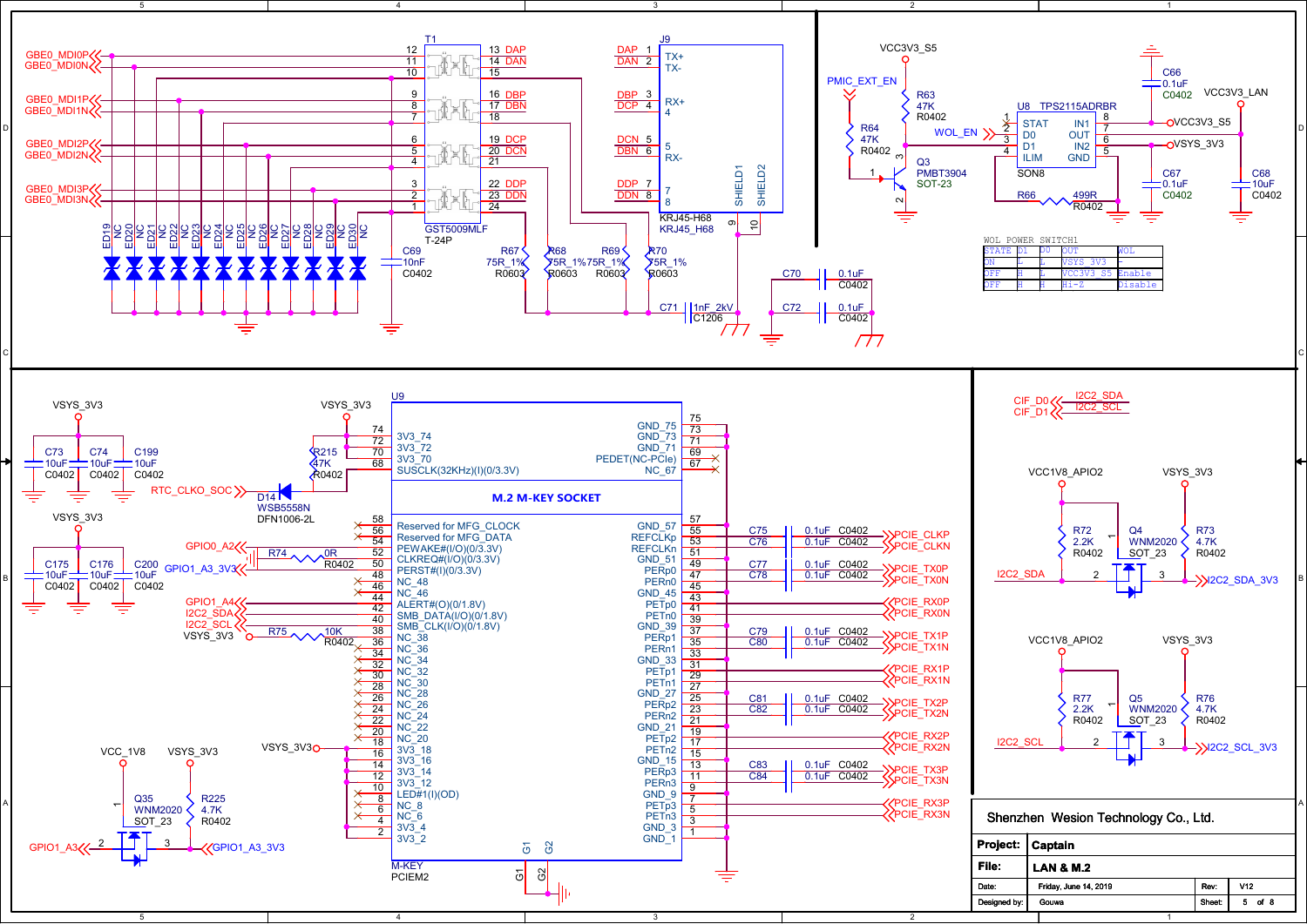| STATE | D1 | D0 | OUT | WOL |
|---|---|---|---|---|
| ON | L | L | VSYS_3V3 | - |
| OFF | H | L | VCC3V3_S5 | Enable |
| OFF | H | H | Hi-Z | Disable |

Shenzhen Wesion Technology Co., Ltd.

| Project: | Captain | | |
|---|---|---|---|
| File: | LAN & M.2 | | |
| Date: | Friday, June 14, 2019 | Rev: | V12 |
| Designed by: | Gouwa | Sheet: | 5 of 8 |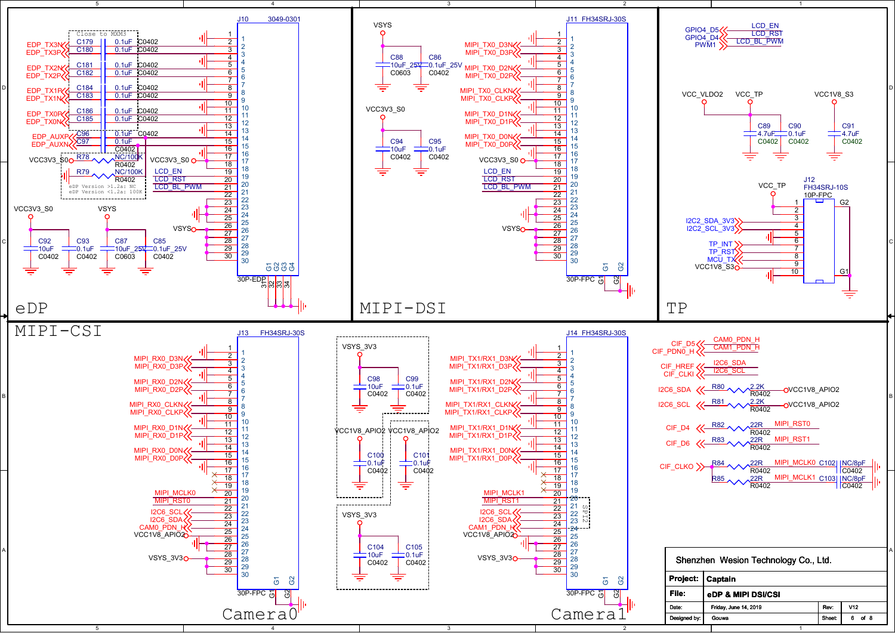# eDP

**J10 3049-0301 (30P-EDP)**

Close to MXM3

| Pin | Net |
|---|---|
| 1 | GND |
| 2 | EDP_TX3N (C179 0.1uF C0402) |
| 3 | EDP_TX3P (C180 0.1uF C0402) |
| 4 | GND |
| 5 | EDP_TX2N (C181 0.1uF C0402) |
| 6 | EDP_TX2P (C182 0.1uF C0402) |
| 7 | GND |
| 8 | EDP_TX1P (C184 0.1uF C0402) |
| 9 | EDP_TX1N (C183 0.1uF C0402) |
| 10 | GND |
| 11 | EDP_TX0P (C186 0.1uF C0402) |
| 12 | EDP_TX0N (C185 0.1uF C0402) |
| 13 | GND |
| 14 | EDP_AUXP (C96 0.1uF C0402) |
| 15 | EDP_AUXN (C97 0.1uF C0402) |
| 16 | |
| 17 | VCC3V3_S0 |
| 18 | VCC3V3_S0 |
| 19 | LCD_EN |
| 20 | LCD_RST |
| 21 | LCD_BL_PWM |
| 22 | |
| 23–25 | GND |
| 26–30 | VSYS |
| G1–G4 (31–34) | GND |

VCC3V3_S0 — R78 NC/100K R0402; R79 NC/100K R0402

eDP Version >1.2a: NC
eDP Version <1.2a: 100K

VCC3V3_S0: C92 10uF C0402, C93 0.1uF C0402
VSYS: C87 10uF_25V C0603, C85 0.1uF_25V C0402

# MIPI-DSI

**J11 FH34SRJ-30S (30P-FPC)**

| Pin | Net |
|---|---|
| 1 | GND |
| 2 | MIPI_TX0_D3N |
| 3 | MIPI_TX0_D3P |
| 4 | GND |
| 5 | MIPI_TX0_D2N |
| 6 | MIPI_TX0_D2P |
| 7 | GND |
| 8 | MIPI_TX0_CLKN |
| 9 | MIPI_TX0_CLKP |
| 10 | GND |
| 11 | MIPI_TX0_D1N |
| 12 | MIPI_TX0_D1P |
| 13 | GND |
| 14 | MIPI_TX0_D0N |
| 15 | MIPI_TX0_D0P |
| 16 | GND |
| 17–18 | VCC3V3_S0 |
| 19 | LCD_EN |
| 20 | LCD_RST |
| 21 | LCD_BL_PWM |
| 22 | |
| 23–25 | GND |
| 26–30 | VSYS |
| G1, G2 | GND |

VSYS: C88 10uF_25V C0603, C86 0.1uF_25V C0402
VCC3V3_S0: C94 10uF C0402, C95 0.1uF C0402

# TP

GPIO4_D5 — LCD_EN
GPIO4_D4 — LCD_RST
PWM1 — LCD_BL_PWM

VCC_VLDO2 / VCC_TP: C89 4.7uF C0402, C90 0.1uF C0402
VCC1V8_S3: C91 4.7uF C0402

**J12 FH34SRJ-10S (10P-FPC)**

| Pin | Net |
|---|---|
| 1 | VCC_TP |
| 2 | VCC_TP |
| 3 | I2C2_SDA_3V3 |
| 4 | I2C2_SCL_3V3 |
| 5 | GND |
| 6 | TP_INT |
| 7 | TP_RST |
| 8 | MCU_TX |
| 9 | VCC1V8_S3 |
| 10 | GND |
| G1, G2 | GND |

# MIPI-CSI

## Camera0

**J13 FH34SRJ-30S (30P-FPC)**

| Pin | Net |
|---|---|
| 1 | GND |
| 2 | MIPI_RX0_D3N |
| 3 | MIPI_RX0_D3P |
| 4 | GND |
| 5 | MIPI_RX0_D2N |
| 6 | MIPI_RX0_D2P |
| 7 | GND |
| 8 | MIPI_RX0_CLKN |
| 9 | MIPI_RX0_CLKP |
| 10 | GND |
| 11 | MIPI_RX0_D1N |
| 12 | MIPI_RX0_D1P |
| 13 | GND |
| 14 | MIPI_RX0_D0N |
| 15 | MIPI_RX0_D0P |
| 16 | GND |
| 17–19 | NC |
| 20 | MIPI_MCLK0 |
| 21 | MIPI_RST0 |
| 22 | |
| 23 | I2C6_SCL |
| 24 | I2C6_SDA |
| 25 | CAM0_PDN_H |
| 26–27 | VCC1V8_APIO2 |
| 28–30 | VSYS_3V3 |
| G1, G2 | GND |

VSYS_3V3: C98 10uF C0402, C99 0.1uF C0402
VCC1V8_APIO2: C100 0.1uF C0402
VCC1V8_APIO2: C101 0.1uF C0402
VSYS_3V3: C104 10uF C0402, C105 0.1uF C0402

## Camera1

**J14 FH34SRJ-30S (30P-FPC)**

| Pin | Net |
|---|---|
| 1 | GND |
| 2 | MIPI_TX1/RX1_D3N |
| 3 | MIPI_TX1/RX1_D3P |
| 4 | GND |
| 5 | MIPI_TX1/RX1_D2N |
| 6 | MIPI_TX1/RX1_D2P |
| 7 | GND |
| 8 | MIPI_TX1/RX1_CLKN |
| 9 | MIPI_TX1/RX1_CLKP |
| 10 | GND |
| 11 | MIPI_TX1/RX1_D1N |
| 12 | MIPI_TX1/RX1_D1P |
| 13 | GND |
| 14 | MIPI_TX1/RX1_D0N |
| 15 | MIPI_TX1/RX1_D0P |
| 16 | GND |
| 17–19 | NC |
| 20 | MIPI_MCLK1 |
| 21 | MIPI_RST1 |
| 22 | |
| 23 | I2C6_SCL |
| 24 | I2C6_SDA |
| 25 | CAM1_PDN_H |
| 26–27 | VCC1V8_APIO2 |
| 28–30 | VSYS_3V3 |
| G1, G2 | GND |

SP12 (pins 20–24)

CIF_D5 — CAM0_PDN_H
CIF_PDN0_H — CAM1_PDN_H
CIF_HREF — I2C6_SDA
CIF_CLKI — I2C6_SCL
I2C6_SDA — R80 2.2K R0402 — VCC1V8_APIO2
I2C6_SCL — R81 2.2K R0402 — VCC1V8_APIO2
CIF_D4 — R82 22R R0402 — MIPI_RST0
CIF_D6 — R83 22R R0402 — MIPI_RST1
CIF_CLKO — R84 22R R0402 — MIPI_MCLK0 — C102 NC/8pF C0402
CIF_CLKO — R85 22R R0402 — MIPI_MCLK1 — C103 NC/8pF C0402

| | |
|---|---|
| Shenzhen Wesion Technology Co., Ltd. | |
| Project: | Captain |
| File: | eDP & MIPI DSI/CSI |
| Date: | Friday, June 14, 2019 |
| Rev: | V12 |
| Designed by: | Gouwa |
| Sheet: | 6 of 8 |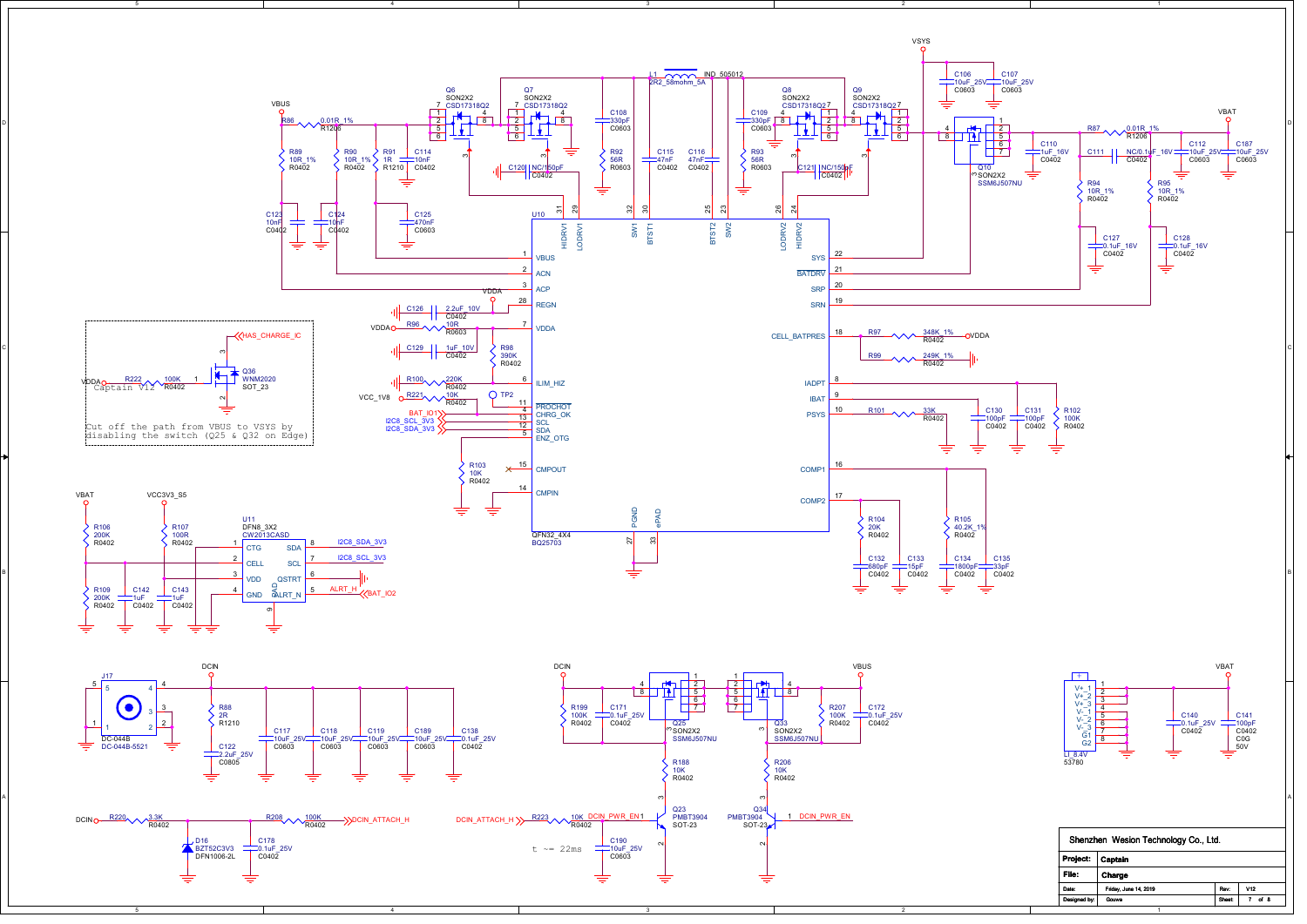# Charge

**U10 — BQ25703 (QFN32_4X4)**

| Pin | Name | Pin | Name |
|---|---|---|---|
| 1 | VBUS | 22 | SYS |
| 2 | ACN | 21 | BATDRV |
| 3 | ACP | 20 | SRP |
| 28 | REGN | 19 | SRN |
| 7 | VDDA | 18 | CELL_BATPRES |
| 6 | ILIM_HIZ | 8 | IADPT |
| 11 | PROCHOT | 9 | IBAT |
| 4 | CHRG_OK | 10 | PSYS |
| 13 | SCL | 16 | COMP1 |
| 12 | SDA | 17 | COMP2 |
| 5 | EN_OTG | 31 | HIDRV1 |
| 15 | CMPOUT | 29 | LODRV1 |
| 14 | CMPIN | 32 | SW1 |
| 27 | PGND | 30 | BTST1 |
| 33 | ePAD | 25 | BTST2 |
| | | 23 | SW2 |
| | | 26 | LODRV2 |
| | | 24 | HIDRV2 |

**Components**

- R86 0.01R_1% R1206; R89 10R_1% R0402; R90 10R_1% R0402; R91 1R R1210; C114 10nF C0402; C123 10nF C0402; C124 10nF C0402; C125 470nF C0603
- Q6 SON2X2 CSD17318Q2; Q7 SON2X2 CSD17318Q2; Q8 SON2X2 CSD17318Q2; Q9 SON2X2 CSD17318Q2
- L1 IND_505012 2R2_58mohm_5A
- C108 330pF C0603; R92 56R R0603; C115 47nF C0402; C116 47nF C0402; C109 330pF C0603; R93 56R R0603; C120 NC/150pF C0402; C121 NC/150pF C0402
- VSYS: C106 10uF_25V C0603; C107 10uF_25V C0603
- Q10 SON2X2 SSM6J507NU; C110 1uF_16V C0402; R87 0.01R_1% R1206; C111 NC/0.1uF_16V C0402; C112 10uF_25V C0603; C187 10uF_25V C0603 (VBAT)
- R94 10R_1% R0402; R95 10R_1% R0402; C127 0.1uF_16V C0402; C128 0.1uF_16V C0402
- C126 2.2uF_10V C0402; R96 10R R0603 (VDDA); C129 1uF_10V C0402; R98 390K R0402; R100 220K R0402; R221 10K R0402 (VCC_1V8); TP2
- BAT_IO1, I2C8_SCL_3V3, I2C8_SDA_3V3
- R103 10K R0402
- R97 348K_1% R0402 (VDDA); R99 249K_1% R0402
- R101 33K R0402; C130 100pF C0402; C131 100pF C0402; R102 100K R0402
- R104 20K R0402; C132 680pF C0402; C133 15pF C0402; R105 40.2K_1% R0402; C134 1800pF C0402; C135 33pF C0402

**HAS_CHARGE_IC (Captain V12)**

- R222 100K R0402 (VDDA); Q36 WNM2020 SOT_23

Cut off the path from VBUS to VSYS by disabling the switch (Q25 & Q32 on Edge)

**U11 — CW2013CASD (DFN8_3X2)**

- Pins: 1 CTG, 2 CELL, 3 VDD, 4 GND, 8 SDA (I2C8_SDA_3V3), 7 SCL (I2C8_SCL_3V3), 6 QSTRT, 5 ALRT_N (ALRT_H, BAT_IO2), 9 PAD
- R106 200K R0402; R109 200K R0402 (VBAT); R107 100R R0402 (VCC3V3_S5); C142 1uF C0402; C143 1uF C0402

**DCIN**

- J17 DC-044B DC-044B-5521
- R88 2R R1210; C122 2.2uF_25V C0805; C117 10uF_25V C0603; C118 10uF_25V C0603; C119 10uF_25V C0603; C189 10uF_25V C0603; C138 0.1uF_25V C0402
- R220 3.3K R0402; D16 BZT52C3V3 DFN1006-2L; C178 0.1uF_25V C0402; R208 100K R0402 → DCIN_ATTACH_H
- Q25 SON2X2 SSM6J507NU; R199 100K R0402; C171 0.1uF_25V C0402; R188 10K R0402; Q23 PMBT3904 SOT-23; R223 10K R0402 (DCIN_ATTACH_H, DCIN_PWR_EN1); C190 10uF_25V C0603; t ~= 22ms
- Q33 SON2X2 SSM6J507NU; R207 100K R0402; C172 0.1uF_25V C0402 (VBUS); R206 10K R0402; Q34 PMBT3904 SOT-23 (DCIN_PWR_EN)

**Battery connector (VBAT)**

- LI_8.4V 53780: 1 V+_1, 2 V+_2, 3 V+_3, 4 V-_1, 5 V-_2, 6 V-_3, 7 G1, 8 G2
- C140 0.1uF_25V C0402; C141 100pF C0402 C0G 50V

| | |
|---|---|
| Company | Shenzhen Wesion Technology Co., Ltd. |
| Project: | Captain |
| File: | Charge |
| Date: | Friday, June 14, 2019 |
| Rev: | V12 |
| Designed by: | Gouwa |
| Sheet | 7 of 8 |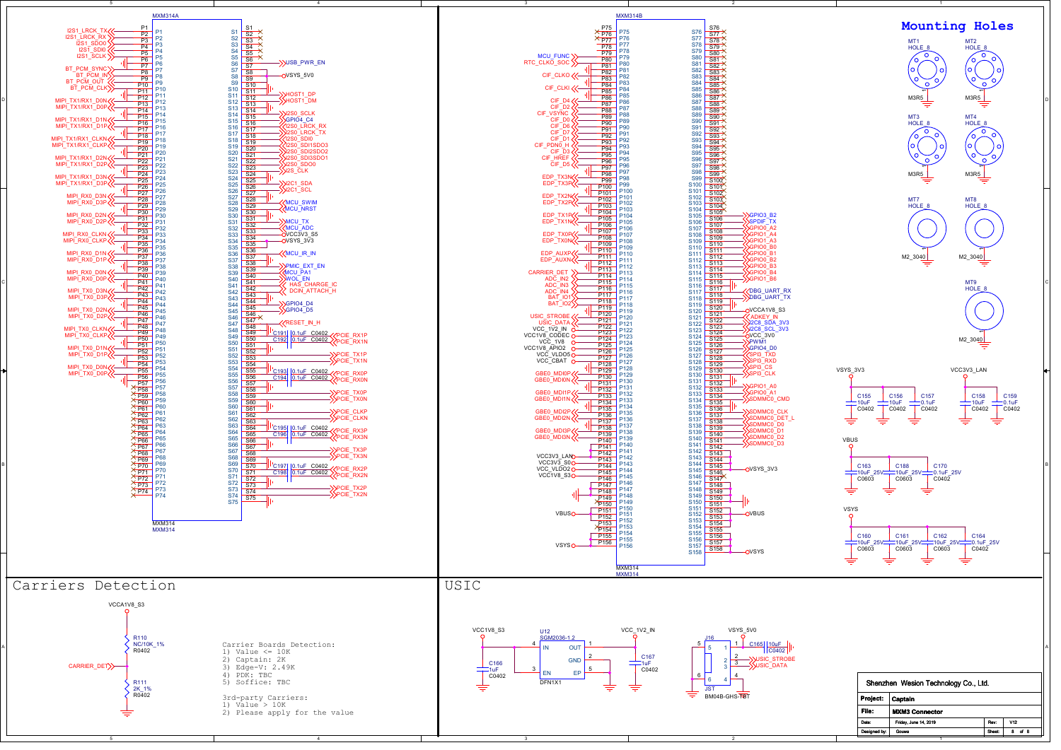## MXM314A

P1 – I2S1_LRCK_TX
P2 – I2S1_LRCK_RX
P3 – I2S1_SDO0
P4 – I2S1_SDI0
P5 – I2S1_SCLK
P7 – BT_PCM_SYNC
P8 – BT_PCM_IN
P9 – BT_PCM_OUT
P10 – BT_PCM_CLK
P12 – MIPI_TX1/RX1_D0N
P13 – MIPI_TX1/RX1_D0P
P15 – MIPI_TX1/RX1_D1N
P16 – MIPI_TX1/RX1_D1P
P18 – MIPI_TX1/RX1_CLKN
P19 – MIPI_TX1/RX1_CLKP
P21 – MIPI_TX1/RX1_D2N
P22 – MIPI_TX1/RX1_D2P
P24 – MIPI_TX1/RX1_D3N
P25 – MIPI_TX1/RX1_D3P
P27 – MIPI_RX0_D3N
P28 – MIPI_RX0_D3P
P30 – MIPI_RX0_D2N
P31 – MIPI_RX0_D2P
P33 – MIPI_RX0_CLKN
P34 – MIPI_RX0_CLKP
P36 – MIPI_RX0_D1N
P37 – MIPI_RX0_D1P
P39 – MIPI_RX0_D0N
P40 – MIPI_RX0_D0P
P42 – MIPI_TX0_D3N
P43 – MIPI_TX0_D3P
P45 – MIPI_TX0_D2N
P46 – MIPI_TX0_D2P
P48 – MIPI_TX0_CLKN
P49 – MIPI_TX0_CLKP
P51 – MIPI_TX0_D1N
P52 – MIPI_TX0_D1P
P54 – MIPI_TX0_D0N
P55 – MIPI_TX0_D0P

S6 – USB_PWR_EN
S9 – VSYS_5V0
S11 – HOST1_DP
S12 – HOST1_DM
S15 – I2S0_SCLK
S16 – GPIO4_C4
S17 – I2S0_LRCK_RX
S18 – I2S0_LRCK_TX
S19 – I2S0_SDI0
S20 – I2S0_SDI1SDO3
S21 – I2S0_SDI2SDO2
S22 – I2S0_SDI3SDO1
S23 – I2S0_SDO0
S24 – I2S_CLK
S26 – I2C1_SDA
S27 – I2C1_SCL
S29 – MCU_SWIM
S30 – MCU_NRST
S32 – MCU_TX
S33 – MCU_ADC
S34 – VCC3V3_S5
S35 – VSYS_3V3
S37 – MCU_IR_IN
S39 – PMIC_EXT_EN
S40 – MCU_PA1
S41 – WOL_EN
S42 – HAS_CHARGE_IC
S43 – DCIN_ATTACH_H
S45 – GPIO4_D4
S46 – GPIO4_D5
S48 – RESET_IN_H
S50 – C191 0.1uF C0402 – PCIE_RX1P
S51 – C192 0.1uF C0402 – PCIE_RX1N
S53 – PCIE_TX1P
S54 – PCIE_TX1N
S56 – C193 0.1uF C0402 – PCIE_RX0P
S57 – C194 0.1uF C0402 – PCIE_RX0N
S59 – PCIE_TX0P
S60 – PCIE_TX0N
S62 – PCIE_CLKP
S63 – PCIE_CLKN
S65 – C195 0.1uF C0402 – PCIE_RX3P
S66 – C196 0.1uF C0402 – PCIE_RX3N
S68 – PCIE_TX3P
S69 – PCIE_TX3N
S71 – C197 0.1uF C0402 – PCIE_RX2P
S72 – C198 0.1uF C0402 – PCIE_RX2N
S74 – PCIE_TX2P
S75 – PCIE_TX2N

MXM314

## MXM314B

P80 – MCU_FUNC
P81 – RTC_CLKO_SOC
P83 – CIF_CLKO
P85 – CIF_CLKI
P87 – CIF_D4
P88 – CIF_D2
P89 – CIF_VSYNC
P90 – CIF_D0
P91 – CIF_D6
P92 – CIF_D7
P93 – CIF_D1
P94 – CIF_PDN0_H
P95 – CIF_D3
P96 – CIF_HREF
P97 – CIF_D5
P99 – EDP_TX3N
P100 – EDP_TX3P
P102 – EDP_TX2N
P103 – EDP_TX2P
P105 – EDP_TX1P
P106 – EDP_TX1N
P108 – EDP_TX0P
P109 – EDP_TX0N
P111 – EDP_AUXP
P112 – EDP_AUXN
P114 – CARRIER_DET
P115 – ADC_IN2
P116 – ADC_IN3
P117 – ADC_IN4
P118 – BAT_IO1
P119 – BAT_IO2
P121 – USIC_STROBE
P122 – USIC_DATA
P123 – VCC_1V2_IN
P124 – VCC1V8_CODEC
P125 – VCC_1V8
P126 – VCC1V8_APIO2
P127 – VCC_VLDO5
P128 – VCC_CBAT
P130 – GBE0_MDI0P
P131 – GBE0_MDI0N
P133 – GBE0_MDI1P
P134 – GBE0_MDI1N
P136 – GBE0_MDI2P
P137 – GBE0_MDI2N
P139 – GBE0_MDI3P
P140 – GBE0_MDI3N
P142 – VCC3V3_LAN
P143 – VCC3V3_S0
P144 – VCC_VLDO2
P145 – VCC1V8_S3
P151, P152 – VBUS
P155, P156 – VSYS

S106 – GPIO3_B2
S107 – SPDIF_TX
S108 – GPIO0_A2
S109 – GPIO1_A4
S110 – GPIO1_A3
S111 – GPIO0_B0
S112 – GPIO0_B1
S113 – GPIO0_B2
S114 – GPIO0_B3
S115 – GPIO0_B4
S116 – GPIO1_B6
S118 – DBG_UART_RX
S119 – DBG_UART_TX
S121 – VCCA1V8_S3
S122 – ADKEY_IN
S123 – I2C8_SDA_3V3
S124 – I2C8_SCL_3V3
S125 – VCC_3V0
S126 – PWM1
S127 – GPIO4_D0
S128 – SPI3_TXD
S129 – SPI3_RXD
S130 – SPI3_CS
S131 – SPI3_CLK
S133 – GPIO1_A0
S134 – GPIO1_A1
S135 – SDMMC0_CMD
S137 – SDMMC0_CLK
S138 – SDMMC0_DET_L
S139 – SDMMC0_D0
S140 – SDMMC0_D1
S141 – SDMMC0_D2
S142 – SDMMC0_D3
S146 – VSYS_3V3
S153 – VBUS
S159 – VSYS

MXM314

## Mounting Holes

MT1 HOLE_8 M3R5
MT2 HOLE_8 M3R5
MT3 HOLE_8 M3R5
MT4 HOLE_8 M3R5
MT7 HOLE_8 M2_3040
MT8 HOLE_8 M2_3040
MT9 HOLE_8 M2_3040

VSYS_3V3: C155 10uF C0402, C156 10uF C0402, C157 0.1uF C0402
VCC3V3_LAN: C158 10uF C0402, C159 0.1uF C0402
VBUS: C163 10uF_25V C0603, C188 10uF_25V C0603, C170 0.1uF_25V C0402
VSYS: C160 10uF_25V C0603, C161 10uF_25V C0603, C162 10uF_25V C0603, C164 0.1uF_25V C0402

## Carriers Detection

VCCA1V8_S3 – R110 NC/10K_1% R0402 – CARRIER_DET – R111 2K_1% R0402 – GND

Carrier Boards Detection:
1) Value <= 10K
2) Captain: 2K
3) Edge-V: 2.49K
4) PDK: TBC
5) Sofice: TBC

3rd-party Carriers:
1) Value > 10K
2) Please apply for the value

## USIC

U12 SGM2036-1.2 DFN1X1: IN (4) – VCC1V8_S3, EN (3), OUT (1) – VCC_1V2_IN, GND (2), EP (5)
C166 1uF C0402; C167 1uF C0402

J16 JST BM04B-GHS-TBT: 1 – VSYS_5V0 (C165 10uF C0402), 2 – USIC_STROBE, 3 – USIC_DATA, 4 – GND

| | | | |
|---|---|---|---|
| Shenzhen Wesion Technology Co., Ltd. | | | |
| Project: | Captain | | |
| File: | MXM3 Connector | Rev: | V12 |
| Date: | Friday, June 14, 2019 | Sheet: | 8 of 8 |
| Designed by: | Gouwa | | |